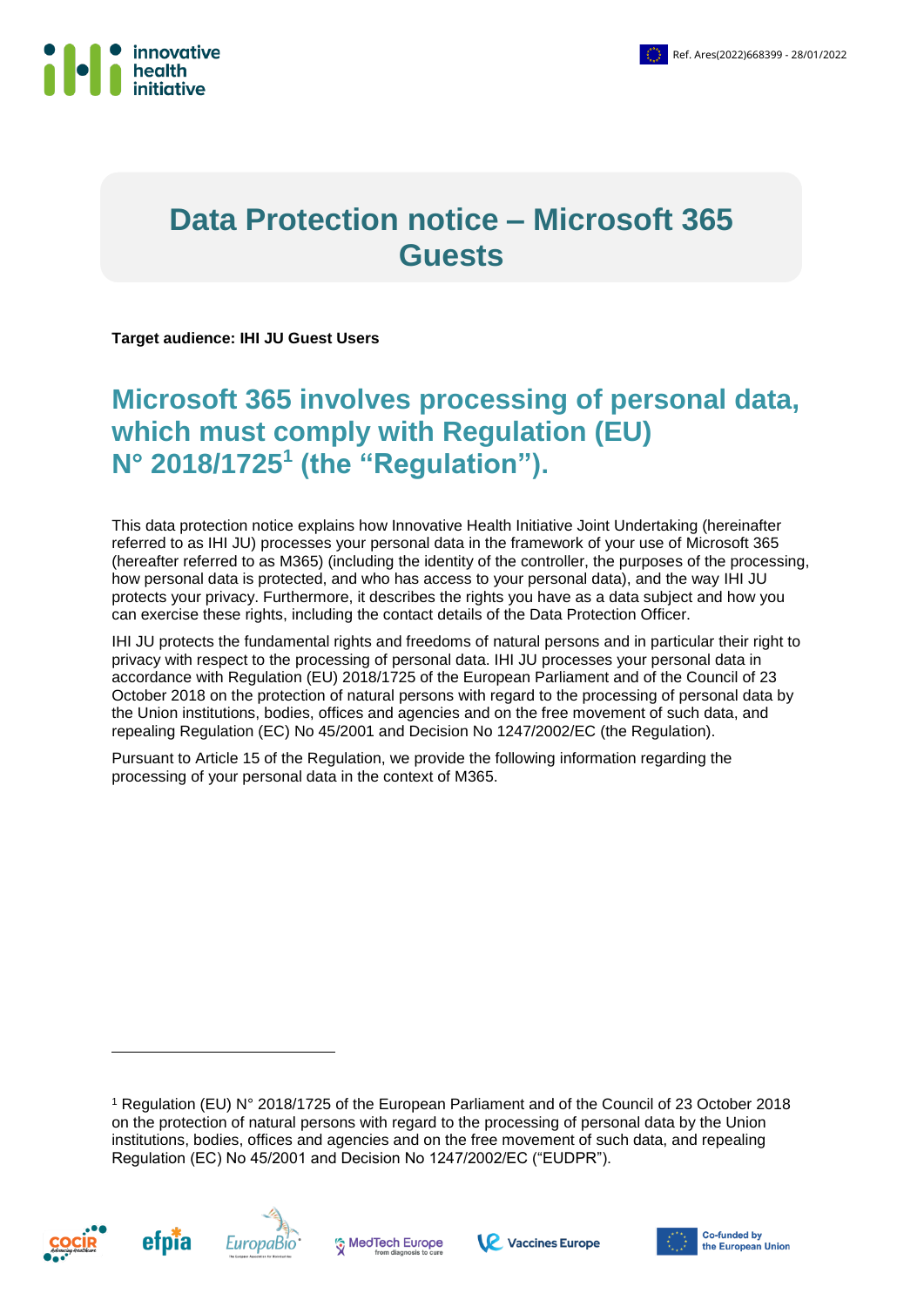Ref. Ares(2022)668399 - 28/01/2022

# Data Protection notice – Microsoft 365 Guests

**Target audience: IHI JU Guest Users**

## Microsoft 365 involves processing of personal data, which must comply with Regulation (EU) N° 2018/1725[1] (the "Regulation").

This data protection notice explains how Innovative Health Initiative Joint Undertaking (hereinafter referred to as IHI JU) processes your personal data in the framework of your use of Microsoft 365 (hereafter referred to as M365) (including the identity of the controller, the purposes of the processing, how personal data is protected, and who has access to your personal data), and the way IHI JU protects your privacy. Furthermore, it describes the rights you have as a data subject and how you can exercise these rights, including the contact details of the Data Protection Officer.

IHI JU protects the fundamental rights and freedoms of natural persons and in particular their right to privacy with respect to the processing of personal data. IHI JU processes your personal data in accordance with Regulation (EU) 2018/1725 of the European Parliament and of the Council of 23 October 2018 on the protection of natural persons with regard to the processing of personal data by the Union institutions, bodies, offices and agencies and on the free movement of such data, and repealing Regulation (EC) No 45/2001 and Decision No 1247/2002/EC (the Regulation).

Pursuant to Article 15 of the Regulation, we provide the following information regarding the processing of your personal data in the context of M365.

[1] Regulation (EU) N° 2018/1725 of the European Parliament and of the Council of 23 October 2018 on the protection of natural persons with regard to the processing of personal data by the Union institutions, bodies, offices and agencies and on the free movement of such data, and repealing Regulation (EC) No 45/2001 and Decision No 1247/2002/EC ("EUDPR").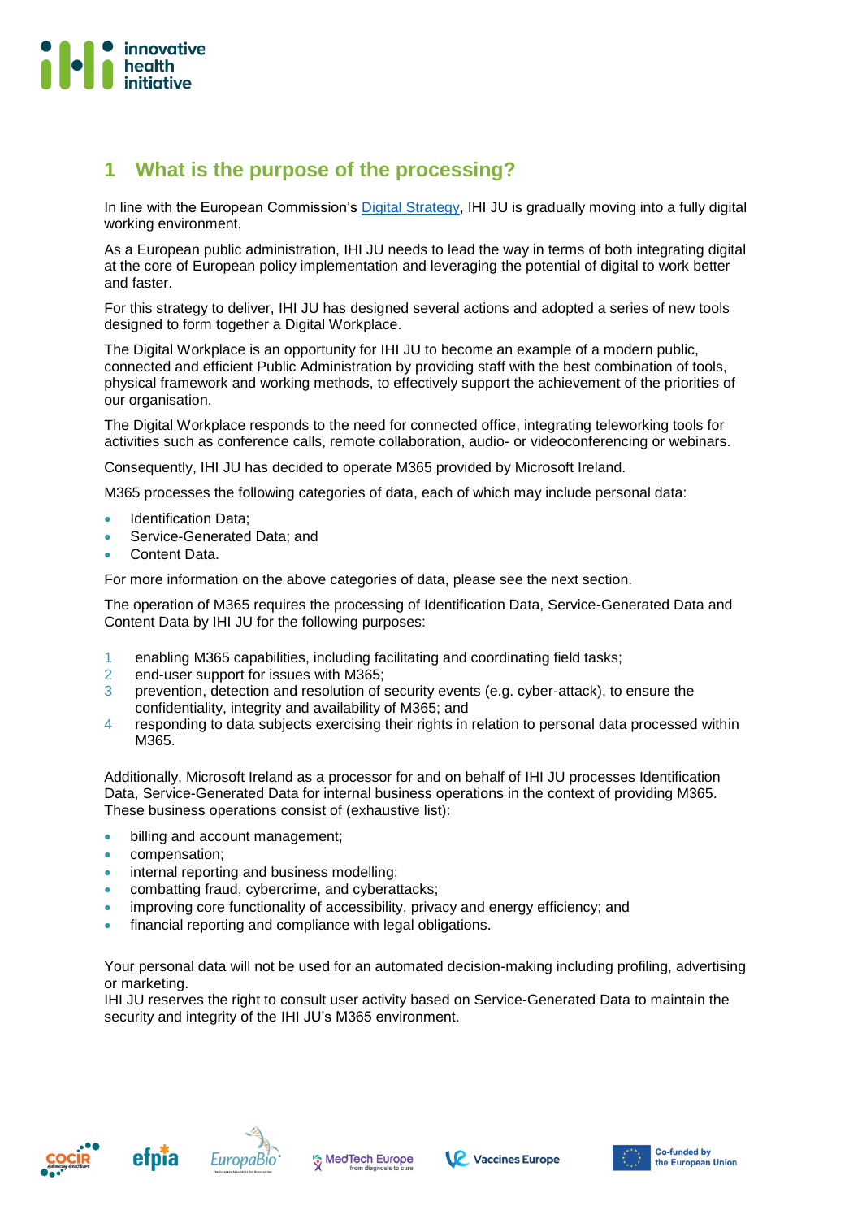## 1 What is the purpose of the processing?

In line with the European Commission's Digital Strategy, IHI JU is gradually moving into a fully digital working environment.

As a European public administration, IHI JU needs to lead the way in terms of both integrating digital at the core of European policy implementation and leveraging the potential of digital to work better and faster.

For this strategy to deliver, IHI JU has designed several actions and adopted a series of new tools designed to form together a Digital Workplace.

The Digital Workplace is an opportunity for IHI JU to become an example of a modern public, connected and efficient Public Administration by providing staff with the best combination of tools, physical framework and working methods, to effectively support the achievement of the priorities of our organisation.

The Digital Workplace responds to the need for connected office, integrating teleworking tools for activities such as conference calls, remote collaboration, audio- or videoconferencing or webinars.

Consequently, IHI JU has decided to operate M365 provided by Microsoft Ireland.

M365 processes the following categories of data, each of which may include personal data:

- Identification Data;
- Service-Generated Data; and
- Content Data.

For more information on the above categories of data, please see the next section.

The operation of M365 requires the processing of Identification Data, Service-Generated Data and Content Data by IHI JU for the following purposes:

1. enabling M365 capabilities, including facilitating and coordinating field tasks;
2. end-user support for issues with M365;
3. prevention, detection and resolution of security events (e.g. cyber-attack), to ensure the confidentiality, integrity and availability of M365; and
4. responding to data subjects exercising their rights in relation to personal data processed within M365.

Additionally, Microsoft Ireland as a processor for and on behalf of IHI JU processes Identification Data, Service-Generated Data for internal business operations in the context of providing M365. These business operations consist of (exhaustive list):

- billing and account management;
- compensation;
- internal reporting and business modelling;
- combatting fraud, cybercrime, and cyberattacks;
- improving core functionality of accessibility, privacy and energy efficiency; and
- financial reporting and compliance with legal obligations.

Your personal data will not be used for an automated decision-making including profiling, advertising or marketing.
IHI JU reserves the right to consult user activity based on Service-Generated Data to maintain the security and integrity of the IHI JU's M365 environment.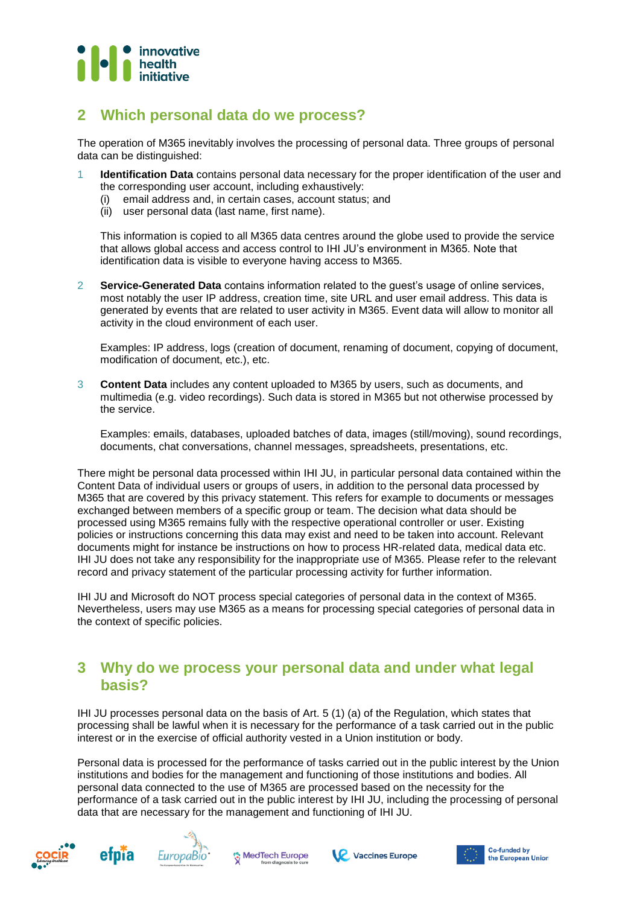## 2 Which personal data do we process?

The operation of M365 inevitably involves the processing of personal data. Three groups of personal data can be distinguished:

1. **Identification Data** contains personal data necessary for the proper identification of the user and the corresponding user account, including exhaustively:
   (i) email address and, in certain cases, account status; and
   (ii) user personal data (last name, first name).

   This information is copied to all M365 data centres around the globe used to provide the service that allows global access and access control to IHI JU's environment in M365. Note that identification data is visible to everyone having access to M365.

2. **Service-Generated Data** contains information related to the guest's usage of online services, most notably the user IP address, creation time, site URL and user email address. This data is generated by events that are related to user activity in M365. Event data will allow to monitor all activity in the cloud environment of each user.

   Examples: IP address, logs (creation of document, renaming of document, copying of document, modification of document, etc.), etc.

3. **Content Data** includes any content uploaded to M365 by users, such as documents, and multimedia (e.g. video recordings). Such data is stored in M365 but not otherwise processed by the service.

   Examples: emails, databases, uploaded batches of data, images (still/moving), sound recordings, documents, chat conversations, channel messages, spreadsheets, presentations, etc.

There might be personal data processed within IHI JU, in particular personal data contained within the Content Data of individual users or groups of users, in addition to the personal data processed by M365 that are covered by this privacy statement. This refers for example to documents or messages exchanged between members of a specific group or team. The decision what data should be processed using M365 remains fully with the respective operational controller or user. Existing policies or instructions concerning this data may exist and need to be taken into account. Relevant documents might for instance be instructions on how to process HR-related data, medical data etc. IHI JU does not take any responsibility for the inappropriate use of M365. Please refer to the relevant record and privacy statement of the particular processing activity for further information.

IHI JU and Microsoft do NOT process special categories of personal data in the context of M365. Nevertheless, users may use M365 as a means for processing special categories of personal data in the context of specific policies.

## 3 Why do we process your personal data and under what legal basis?

IHI JU processes personal data on the basis of Art. 5 (1) (a) of the Regulation, which states that processing shall be lawful when it is necessary for the performance of a task carried out in the public interest or in the exercise of official authority vested in a Union institution or body.

Personal data is processed for the performance of tasks carried out in the public interest by the Union institutions and bodies for the management and functioning of those institutions and bodies. All personal data connected to the use of M365 are processed based on the necessity for the performance of a task carried out in the public interest by IHI JU, including the processing of personal data that are necessary for the management and functioning of IHI JU.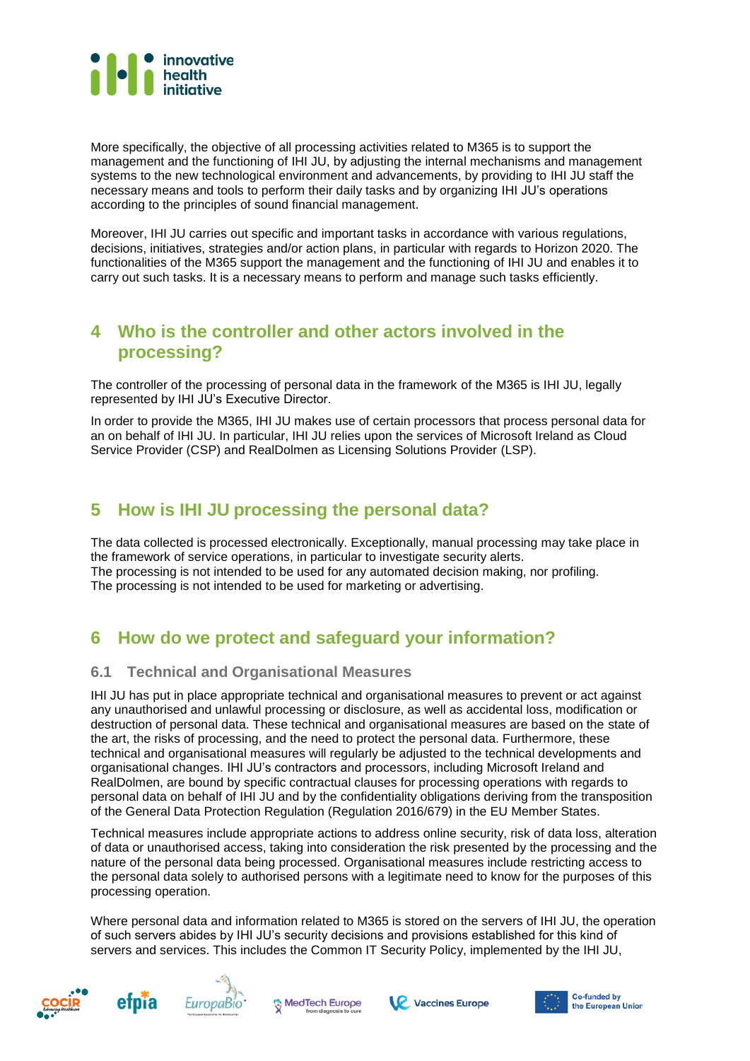More specifically, the objective of all processing activities related to M365 is to support the management and the functioning of IHI JU, by adjusting the internal mechanisms and management systems to the new technological environment and advancements, by providing to IHI JU staff the necessary means and tools to perform their daily tasks and by organizing IHI JU's operations according to the principles of sound financial management.

Moreover, IHI JU carries out specific and important tasks in accordance with various regulations, decisions, initiatives, strategies and/or action plans, in particular with regards to Horizon 2020. The functionalities of the M365 support the management and the functioning of IHI JU and enables it to carry out such tasks. It is a necessary means to perform and manage such tasks efficiently.

## 4 Who is the controller and other actors involved in the processing?

The controller of the processing of personal data in the framework of the M365 is IHI JU, legally represented by IHI JU's Executive Director.

In order to provide the M365, IHI JU makes use of certain processors that process personal data for an on behalf of IHI JU. In particular, IHI JU relies upon the services of Microsoft Ireland as Cloud Service Provider (CSP) and RealDolmen as Licensing Solutions Provider (LSP).

## 5 How is IHI JU processing the personal data?

The data collected is processed electronically. Exceptionally, manual processing may take place in the framework of service operations, in particular to investigate security alerts.
The processing is not intended to be used for any automated decision making, nor profiling.
The processing is not intended to be used for marketing or advertising.

## 6 How do we protect and safeguard your information?

### 6.1 Technical and Organisational Measures

IHI JU has put in place appropriate technical and organisational measures to prevent or act against any unauthorised and unlawful processing or disclosure, as well as accidental loss, modification or destruction of personal data. These technical and organisational measures are based on the state of the art, the risks of processing, and the need to protect the personal data. Furthermore, these technical and organisational measures will regularly be adjusted to the technical developments and organisational changes. IHI JU's contractors and processors, including Microsoft Ireland and RealDolmen, are bound by specific contractual clauses for processing operations with regards to personal data on behalf of IHI JU and by the confidentiality obligations deriving from the transposition of the General Data Protection Regulation (Regulation 2016/679) in the EU Member States.

Technical measures include appropriate actions to address online security, risk of data loss, alteration of data or unauthorised access, taking into consideration the risk presented by the processing and the nature of the personal data being processed. Organisational measures include restricting access to the personal data solely to authorised persons with a legitimate need to know for the purposes of this processing operation.

Where personal data and information related to M365 is stored on the servers of IHI JU, the operation of such servers abides by IHI JU's security decisions and provisions established for this kind of servers and services. This includes the Common IT Security Policy, implemented by the IHI JU,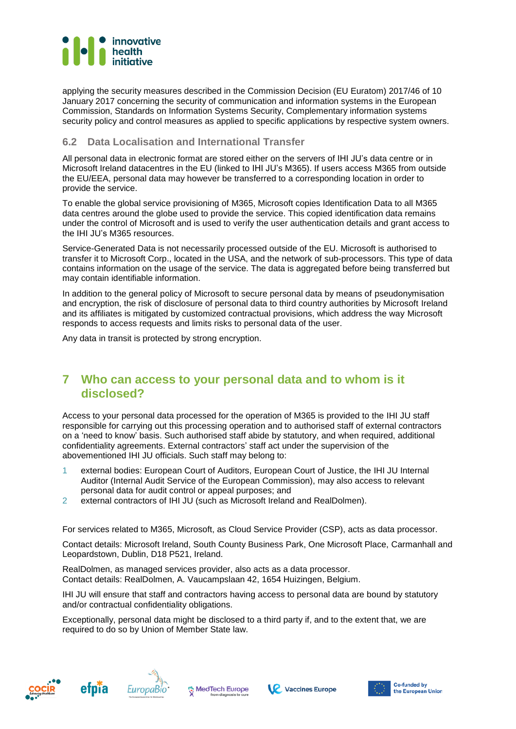applying the security measures described in the Commission Decision (EU Euratom) 2017/46 of 10 January 2017 concerning the security of communication and information systems in the European Commission, Standards on Information Systems Security, Complementary information systems security policy and control measures as applied to specific applications by respective system owners.

### 6.2 Data Localisation and International Transfer

All personal data in electronic format are stored either on the servers of IHI JU's data centre or in Microsoft Ireland datacentres in the EU (linked to IHI JU's M365). If users access M365 from outside the EU/EEA, personal data may however be transferred to a corresponding location in order to provide the service.

To enable the global service provisioning of M365, Microsoft copies Identification Data to all M365 data centres around the globe used to provide the service. This copied identification data remains under the control of Microsoft and is used to verify the user authentication details and grant access to the IHI JU's M365 resources.

Service-Generated Data is not necessarily processed outside of the EU. Microsoft is authorised to transfer it to Microsoft Corp., located in the USA, and the network of sub-processors. This type of data contains information on the usage of the service. The data is aggregated before being transferred but may contain identifiable information.

In addition to the general policy of Microsoft to secure personal data by means of pseudonymisation and encryption, the risk of disclosure of personal data to third country authorities by Microsoft Ireland and its affiliates is mitigated by customized contractual provisions, which address the way Microsoft responds to access requests and limits risks to personal data of the user.

Any data in transit is protected by strong encryption.

## 7 Who can access to your personal data and to whom is it disclosed?

Access to your personal data processed for the operation of M365 is provided to the IHI JU staff responsible for carrying out this processing operation and to authorised staff of external contractors on a 'need to know' basis. Such authorised staff abide by statutory, and when required, additional confidentiality agreements. External contractors' staff act under the supervision of the abovementioned IHI JU officials. Such staff may belong to:

1. external bodies: European Court of Auditors, European Court of Justice, the IHI JU Internal Auditor (Internal Audit Service of the European Commission), may also access to relevant personal data for audit control or appeal purposes; and
2. external contractors of IHI JU (such as Microsoft Ireland and RealDolmen).

For services related to M365, Microsoft, as Cloud Service Provider (CSP), acts as data processor.

Contact details: Microsoft Ireland, South County Business Park, One Microsoft Place, Carmanhall and Leopardstown, Dublin, D18 P521, Ireland.

RealDolmen, as managed services provider, also acts as a data processor.
Contact details: RealDolmen, A. Vaucampslaan 42, 1654 Huizingen, Belgium.

IHI JU will ensure that staff and contractors having access to personal data are bound by statutory and/or contractual confidentiality obligations.

Exceptionally, personal data might be disclosed to a third party if, and to the extent that, we are required to do so by Union of Member State law.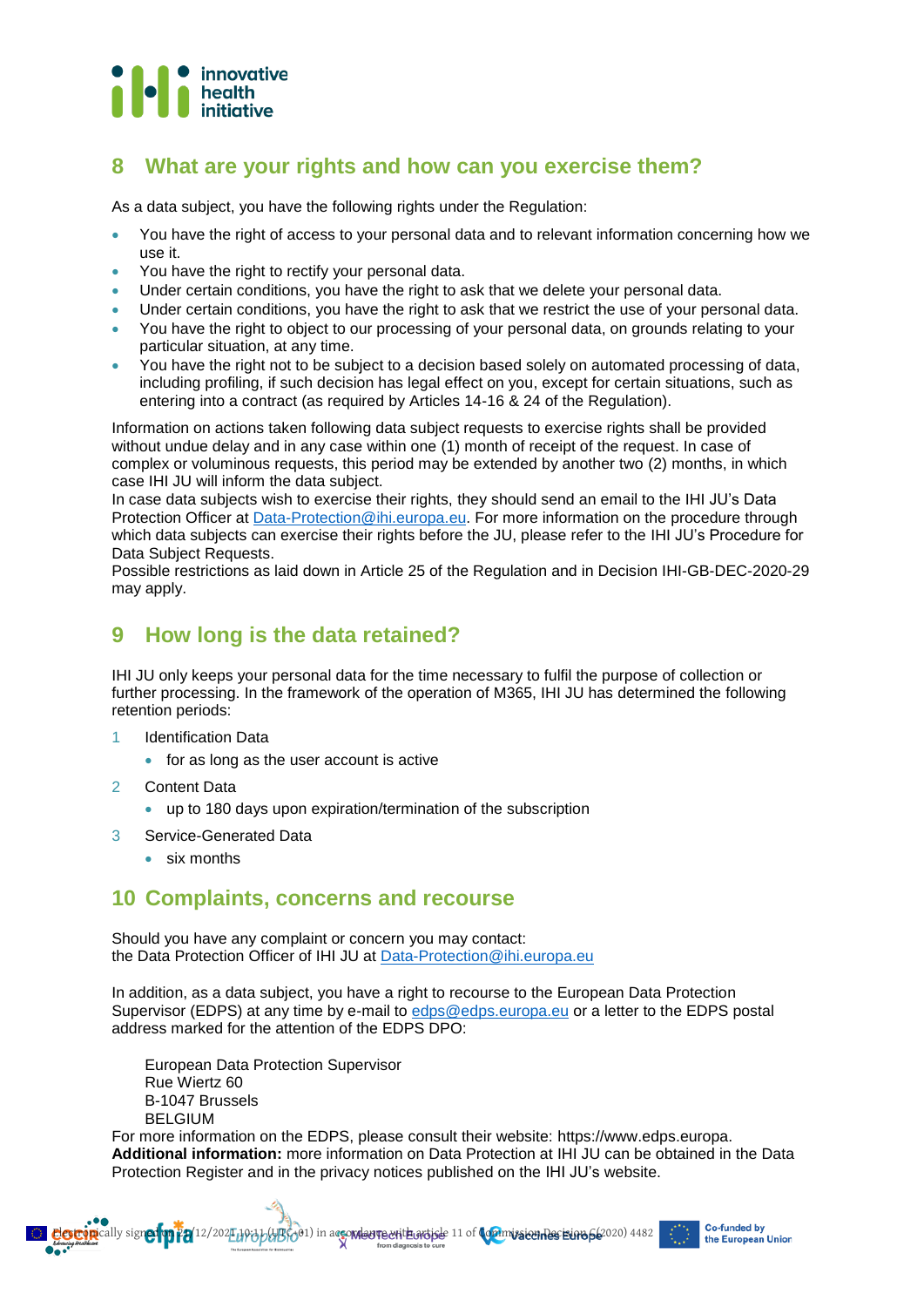## 8 What are your rights and how can you exercise them?

As a data subject, you have the following rights under the Regulation:

- You have the right of access to your personal data and to relevant information concerning how we use it.
- You have the right to rectify your personal data.
- Under certain conditions, you have the right to ask that we delete your personal data.
- Under certain conditions, you have the right to ask that we restrict the use of your personal data.
- You have the right to object to our processing of your personal data, on grounds relating to your particular situation, at any time.
- You have the right not to be subject to a decision based solely on automated processing of data, including profiling, if such decision has legal effect on you, except for certain situations, such as entering into a contract (as required by Articles 14-16 & 24 of the Regulation).

Information on actions taken following data subject requests to exercise rights shall be provided without undue delay and in any case within one (1) month of receipt of the request. In case of complex or voluminous requests, this period may be extended by another two (2) months, in which case IHI JU will inform the data subject.

In case data subjects wish to exercise their rights, they should send an email to the IHI JU's Data Protection Officer at Data-Protection@ihi.europa.eu. For more information on the procedure through which data subjects can exercise their rights before the JU, please refer to the IHI JU's Procedure for Data Subject Requests.

Possible restrictions as laid down in Article 25 of the Regulation and in Decision IHI-GB-DEC-2020-29 may apply.

## 9 How long is the data retained?

IHI JU only keeps your personal data for the time necessary to fulfil the purpose of collection or further processing. In the framework of the operation of M365, IHI JU has determined the following retention periods:

1. Identification Data
   - for as long as the user account is active
2. Content Data
   - up to 180 days upon expiration/termination of the subscription
3. Service-Generated Data
   - six months

## 10 Complaints, concerns and recourse

Should you have any complaint or concern you may contact:
the Data Protection Officer of IHI JU at Data-Protection@ihi.europa.eu

In addition, as a data subject, you have a right to recourse to the European Data Protection Supervisor (EDPS) at any time by e-mail to edps@edps.europa.eu or a letter to the EDPS postal address marked for the attention of the EDPS DPO:

European Data Protection Supervisor
Rue Wiertz 60
B-1047 Brussels
BELGIUM

For more information on the EDPS, please consult their website: https://www.edps.europa.

**Additional information:** more information on Data Protection at IHI JU can be obtained in the Data Protection Register and in the privacy notices published on the IHI JU's website.